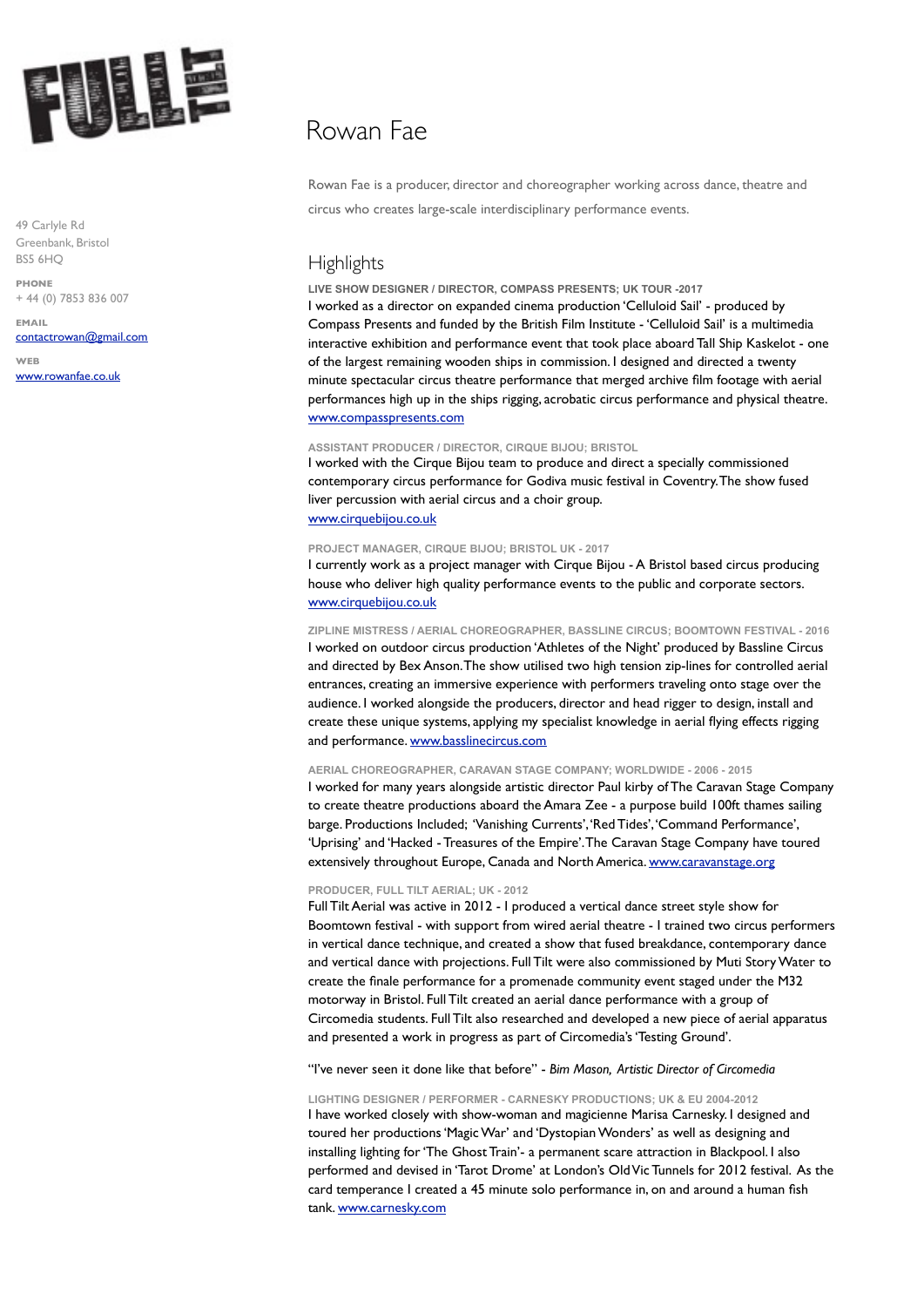# Rowan Fae

49 Carlyle Rd
Greenbank, Bristol
BS5 6HQ

**PHONE**
+ 44 (0) 7853 836 007

**EMAIL**
contactrowan@gmail.com

**WEB**
www.rowanfae.co.uk

Rowan Fae is a producer, director and choreographer working across dance, theatre and circus who creates large-scale interdisciplinary performance events.

## Highlights

**LIVE SHOW DESIGNER / DIRECTOR, COMPASS PRESENTS; UK TOUR -2017**

I worked as a director on expanded cinema production 'Celluloid Sail' - produced by Compass Presents and funded by the British Film Institute - 'Celluloid Sail' is a multimedia interactive exhibition and performance event that took place aboard Tall Ship Kaskelot - one of the largest remaining wooden ships in commission. I designed and directed a twenty minute spectacular circus theatre performance that merged archive film footage with aerial performances high up in the ships rigging, acrobatic circus performance and physical theatre. www.compasspresents.com

**ASSISTANT PRODUCER / DIRECTOR, CIRQUE BIJOU; BRISTOL**

I worked with the Cirque Bijou team to produce and direct a specially commissioned contemporary circus performance for Godiva music festival in Coventry. The show fused liver percussion with aerial circus and a choir group.
www.cirquebijou.co.uk

**PROJECT MANAGER, CIRQUE BIJOU; BRISTOL UK - 2017**

I currently work as a project manager with Cirque Bijou - A Bristol based circus producing house who deliver high quality performance events to the public and corporate sectors.
www.cirquebijou.co.uk

**ZIPLINE MISTRESS / AERIAL CHOREOGRAPHER, BASSLINE CIRCUS; BOOMTOWN FESTIVAL - 2016**

I worked on outdoor circus production 'Athletes of the Night' produced by Bassline Circus and directed by Bex Anson. The show utilised two high tension zip-lines for controlled aerial entrances, creating an immersive experience with performers traveling onto stage over the audience. I worked alongside the producers, director and head rigger to design, install and create these unique systems, applying my specialist knowledge in aerial flying effects rigging and performance. www.basslinecircus.com

**AERIAL CHOREOGRAPHER, CARAVAN STAGE COMPANY; WORLDWIDE - 2006 - 2015**

I worked for many years alongside artistic director Paul kirby of The Caravan Stage Company to create theatre productions aboard the Amara Zee - a purpose build 100ft thames sailing barge. Productions Included; 'Vanishing Currents', 'Red Tides', 'Command Performance', 'Uprising' and 'Hacked - Treasures of the Empire'. The Caravan Stage Company have toured extensively throughout Europe, Canada and North America. www.caravanstage.org

**PRODUCER, FULL TILT AERIAL; UK - 2012**

Full Tilt Aerial was active in 2012 - I produced a vertical dance street style show for Boomtown festival - with support from wired aerial theatre - I trained two circus performers in vertical dance technique, and created a show that fused breakdance, contemporary dance and vertical dance with projections. Full Tilt were also commissioned by Muti Story Water to create the finale performance for a promenade community event staged under the M32 motorway in Bristol. Full Tilt created an aerial dance performance with a group of Circomedia students. Full Tilt also researched and developed a new piece of aerial apparatus and presented a work in progress as part of Circomedia's 'Testing Ground'.

"I've never seen it done like that before" - *Bim Mason, Artistic Director of Circomedia*

**LIGHTING DESIGNER / PERFORMER - CARNESKY PRODUCTIONS; UK & EU 2004-2012**

I have worked closely with show-woman and magicienne Marisa Carnesky. I designed and toured her productions 'Magic War' and 'Dystopian Wonders' as well as designing and installing lighting for 'The Ghost Train'- a permanent scare attraction in Blackpool. I also performed and devised in 'Tarot Drome' at London's Old Vic Tunnels for 2012 festival. As the card temperance I created a 45 minute solo performance in, on and around a human fish tank. www.carnesky.com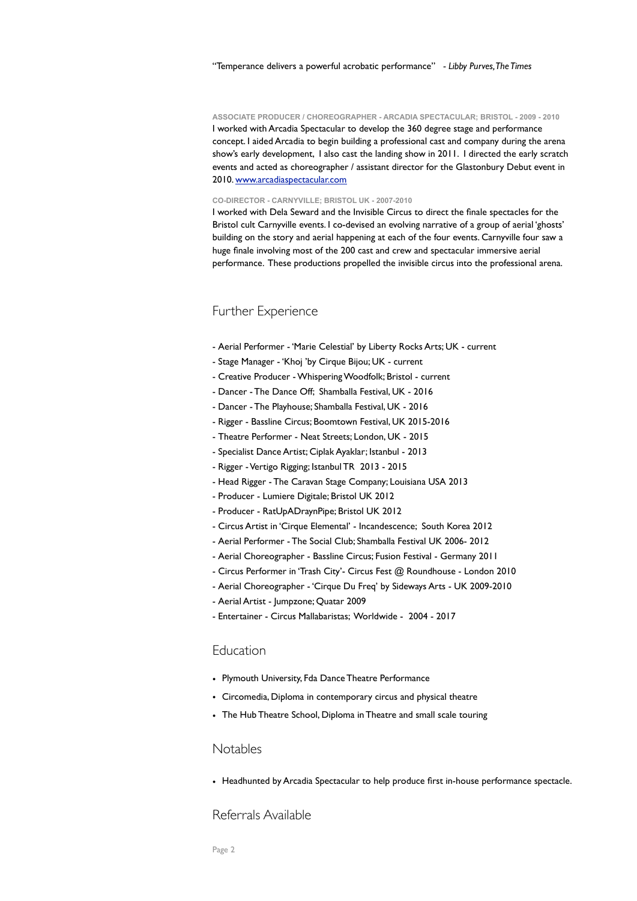"Temperance delivers a powerful acrobatic performance" - *Libby Purves, The Times*

**ASSOCIATE PRODUCER / CHOREOGRAPHER - ARCADIA SPECTACULAR; BRISTOL - 2009 - 2010**

I worked with Arcadia Spectacular to develop the 360 degree stage and performance concept. I aided Arcadia to begin building a professional cast and company during the arena show's early development, I also cast the landing show in 2011. I directed the early scratch events and acted as choreographer / assistant director for the Glastonbury Debut event in 2010. [www.arcadiaspectacular.com](http://www.arcadiaspectacular.com)

**CO-DIRECTOR - CARNYVILLE; BRISTOL UK - 2007-2010**

I worked with Dela Seward and the Invisible Circus to direct the finale spectacles for the Bristol cult Carnyville events. I co-devised an evolving narrative of a group of aerial 'ghosts' building on the story and aerial happening at each of the four events. Carnyville four saw a huge finale involving most of the 200 cast and crew and spectacular immersive aerial performance. These productions propelled the invisible circus into the professional arena.

## Further Experience

- Aerial Performer - 'Marie Celestial' by Liberty Rocks Arts; UK - current
- Stage Manager - 'Khoj 'by Cirque Bijou; UK - current
- Creative Producer - Whispering Woodfolk; Bristol - current
- Dancer - The Dance Off; Shamballa Festival, UK - 2016
- Dancer - The Playhouse; Shamballa Festival, UK - 2016
- Rigger - Bassline Circus; Boomtown Festival, UK 2015-2016
- Theatre Performer - Neat Streets; London, UK - 2015
- Specialist Dance Artist; Ciplak Ayaklar; Istanbul - 2013
- Rigger - Vertigo Rigging; Istanbul TR 2013 - 2015
- Head Rigger - The Caravan Stage Company; Louisiana USA 2013
- Producer - Lumiere Digitale; Bristol UK 2012
- Producer - RatUpADraynPipe; Bristol UK 2012
- Circus Artist in 'Cirque Elemental' - Incandescence; South Korea 2012
- Aerial Performer - The Social Club; Shamballa Festival UK 2006- 2012
- Aerial Choreographer - Bassline Circus; Fusion Festival - Germany 2011
- Circus Performer in 'Trash City'- Circus Fest @ Roundhouse - London 2010
- Aerial Choreographer - 'Cirque Du Freq' by Sideways Arts - UK 2009-2010
- Aerial Artist - Jumpzone; Quatar 2009
- Entertainer - Circus Mallabaristas; Worldwide - 2004 - 2017

## Education

- Plymouth University, Fda Dance Theatre Performance
- Circomedia, Diploma in contemporary circus and physical theatre
- The Hub Theatre School, Diploma in Theatre and small scale touring

## Notables

- Headhunted by Arcadia Spectacular to help produce first in-house performance spectacle.

## Referrals Available